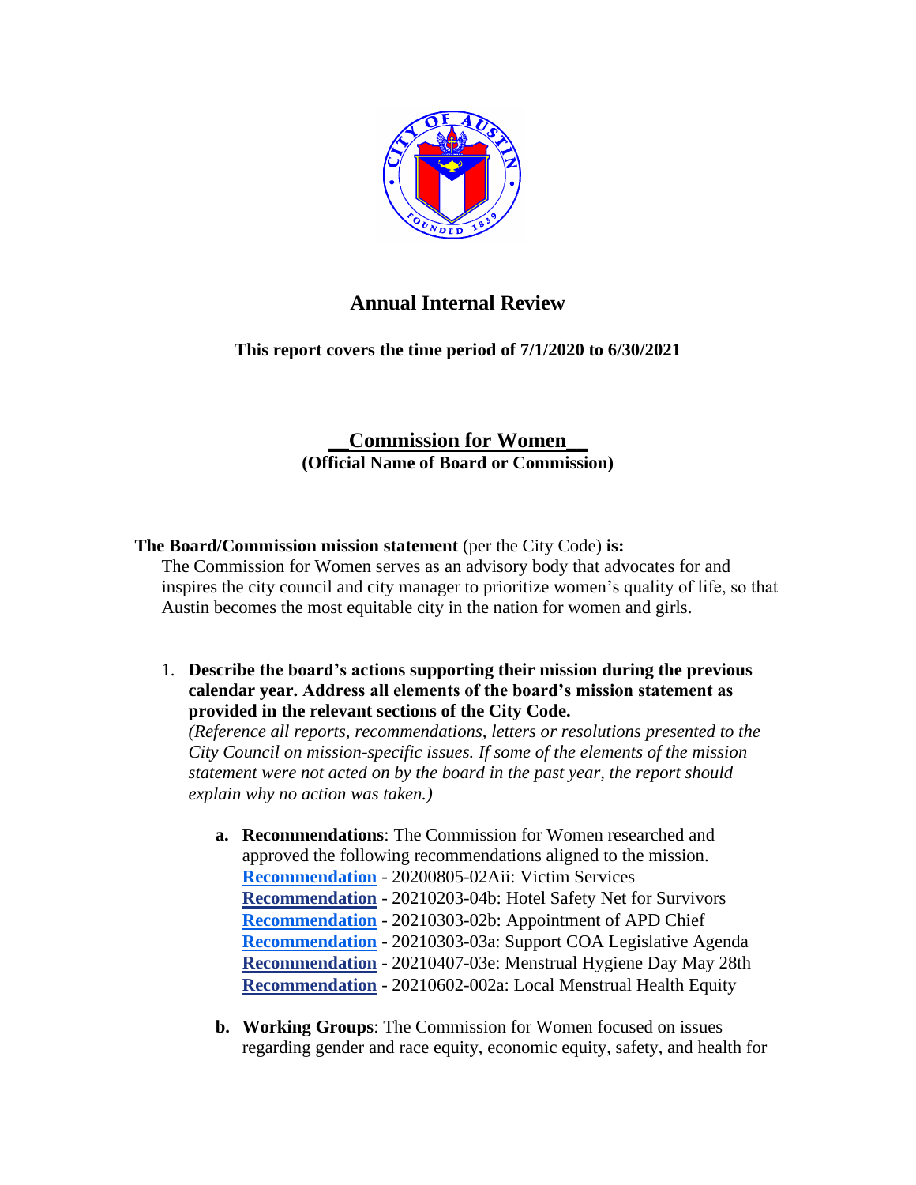# Annual Internal Review

**This report covers the time period of 7/1/2020 to 6/30/2021**

## __Commission for Women__

**(Official Name of Board or Commission)**

**The Board/Commission mission statement** (per the City Code) **is:**

The Commission for Women serves as an advisory body that advocates for and inspires the city council and city manager to prioritize women's quality of life, so that Austin becomes the most equitable city in the nation for women and girls.

1. **Describe the board's actions supporting their mission during the previous calendar year. Address all elements of the board's mission statement as provided in the relevant sections of the City Code.**
   *(Reference all reports, recommendations, letters or resolutions presented to the City Council on mission-specific issues. If some of the elements of the mission statement were not acted on by the board in the past year, the report should explain why no action was taken.)*

   a. **Recommendations**: The Commission for Women researched and approved the following recommendations aligned to the mission.
      **Recommendation** - 20200805-02Aii: Victim Services
      **Recommendation** - 20210203-04b: Hotel Safety Net for Survivors
      **Recommendation** - 20210303-02b: Appointment of APD Chief
      **Recommendation** - 20210303-03a: Support COA Legislative Agenda
      **Recommendation** - 20210407-03e: Menstrual Hygiene Day May 28th
      **Recommendation** - 20210602-002a: Local Menstrual Health Equity

   b. **Working Groups**: The Commission for Women focused on issues regarding gender and race equity, economic equity, safety, and health for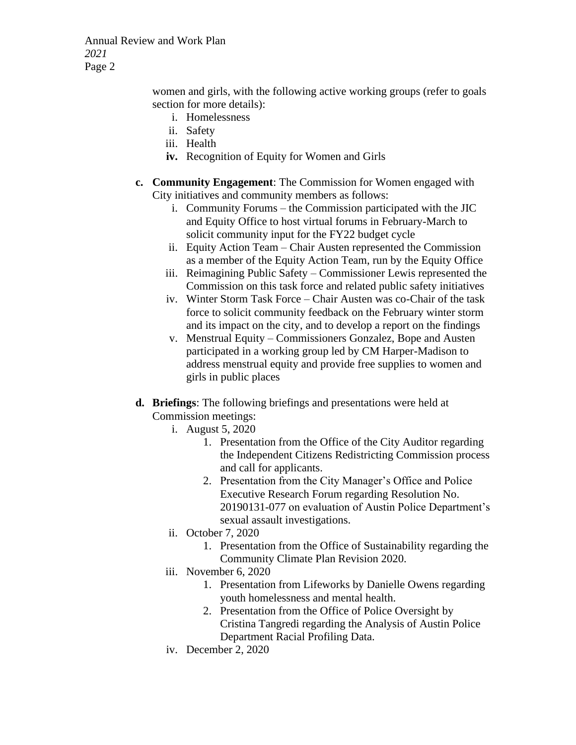women and girls, with the following active working groups (refer to goals section for more details):

   i. Homelessness
   ii. Safety
   iii. Health
   **iv.** Recognition of Equity for Women and Girls

**c. Community Engagement**: The Commission for Women engaged with City initiatives and community members as follows:

   i. Community Forums – the Commission participated with the JIC and Equity Office to host virtual forums in February-March to solicit community input for the FY22 budget cycle
   ii. Equity Action Team – Chair Austen represented the Commission as a member of the Equity Action Team, run by the Equity Office
   iii. Reimagining Public Safety – Commissioner Lewis represented the Commission on this task force and related public safety initiatives
   iv. Winter Storm Task Force – Chair Austen was co-Chair of the task force to solicit community feedback on the February winter storm and its impact on the city, and to develop a report on the findings
   v. Menstrual Equity – Commissioners Gonzalez, Bope and Austen participated in a working group led by CM Harper-Madison to address menstrual equity and provide free supplies to women and girls in public places

**d. Briefings**: The following briefings and presentations were held at Commission meetings:

   i. August 5, 2020
      1. Presentation from the Office of the City Auditor regarding the Independent Citizens Redistricting Commission process and call for applicants.
      2. Presentation from the City Manager's Office and Police Executive Research Forum regarding Resolution No. 20190131-077 on evaluation of Austin Police Department's sexual assault investigations.
   ii. October 7, 2020
      1. Presentation from the Office of Sustainability regarding the Community Climate Plan Revision 2020.
   iii. November 6, 2020
      1. Presentation from Lifeworks by Danielle Owens regarding youth homelessness and mental health.
      2. Presentation from the Office of Police Oversight by Cristina Tangredi regarding the Analysis of Austin Police Department Racial Profiling Data.
   iv. December 2, 2020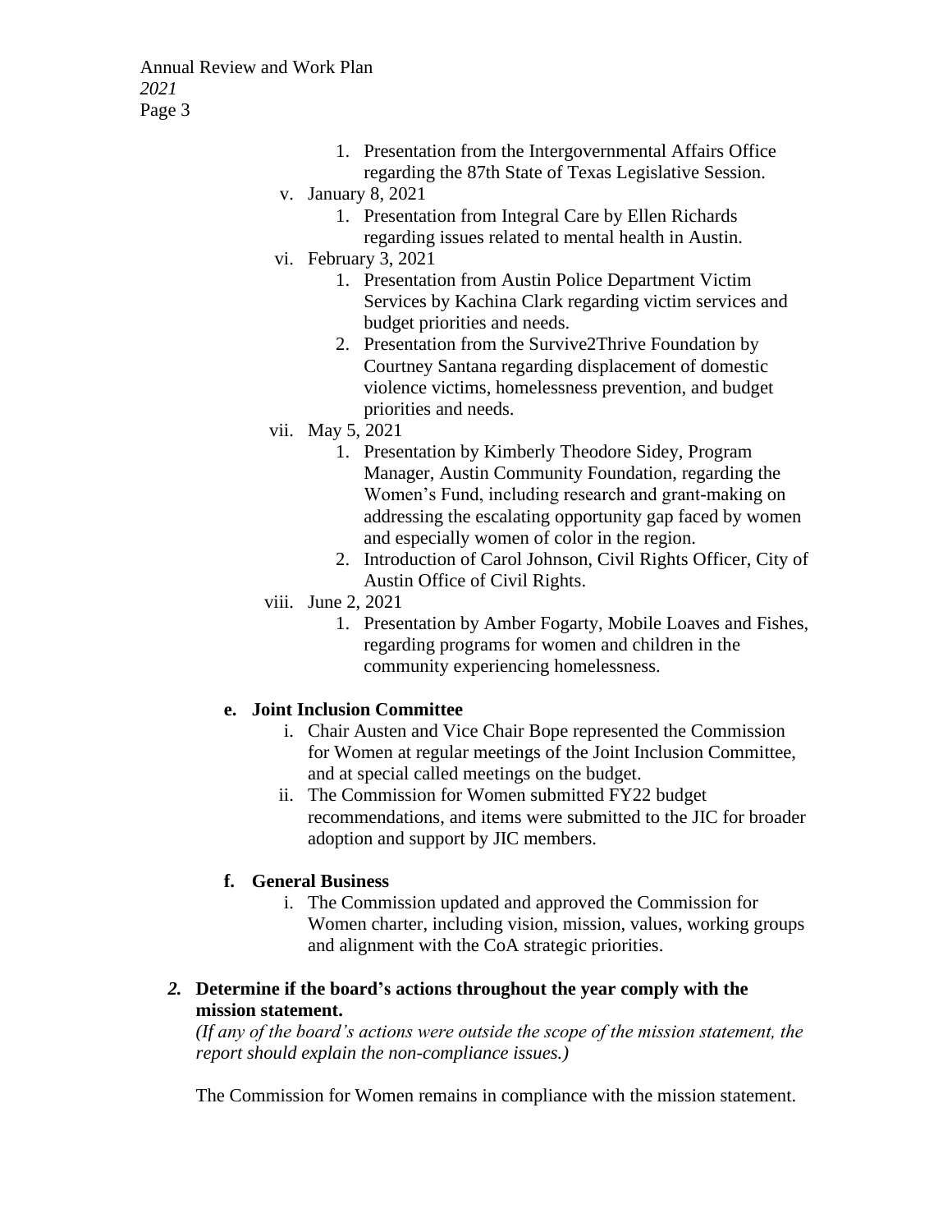1. Presentation from the Intergovernmental Affairs Office regarding the 87th State of Texas Legislative Session.

v. January 8, 2021

1. Presentation from Integral Care by Ellen Richards regarding issues related to mental health in Austin.

vi. February 3, 2021

1. Presentation from Austin Police Department Victim Services by Kachina Clark regarding victim services and budget priorities and needs.
2. Presentation from the Survive2Thrive Foundation by Courtney Santana regarding displacement of domestic violence victims, homelessness prevention, and budget priorities and needs.

vii. May 5, 2021

1. Presentation by Kimberly Theodore Sidey, Program Manager, Austin Community Foundation, regarding the Women's Fund, including research and grant-making on addressing the escalating opportunity gap faced by women and especially women of color in the region.
2. Introduction of Carol Johnson, Civil Rights Officer, City of Austin Office of Civil Rights.

viii. June 2, 2021

1. Presentation by Amber Fogarty, Mobile Loaves and Fishes, regarding programs for women and children in the community experiencing homelessness.

**e. Joint Inclusion Committee**

i. Chair Austen and Vice Chair Bope represented the Commission for Women at regular meetings of the Joint Inclusion Committee, and at special called meetings on the budget.

ii. The Commission for Women submitted FY22 budget recommendations, and items were submitted to the JIC for broader adoption and support by JIC members.

**f. General Business**

i. The Commission updated and approved the Commission for Women charter, including vision, mission, values, working groups and alignment with the CoA strategic priorities.

***2.* Determine if the board's actions throughout the year comply with the mission statement.**

*(If any of the board's actions were outside the scope of the mission statement, the report should explain the non-compliance issues.)*

The Commission for Women remains in compliance with the mission statement.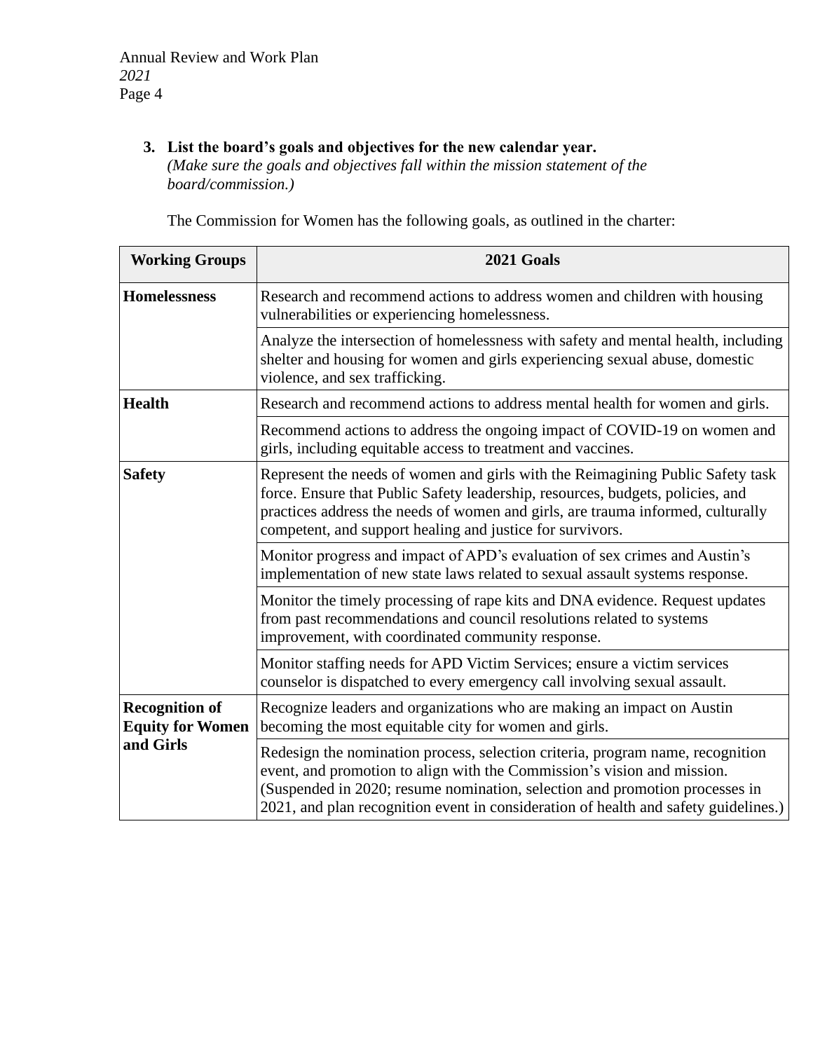3. **List the board's goals and objectives for the new calendar year.**
   *(Make sure the goals and objectives fall within the mission statement of the board/commission.)*

   The Commission for Women has the following goals, as outlined in the charter:

| Working Groups | 2021 Goals |
|---|---|
| **Homelessness** | Research and recommend actions to address women and children with housing vulnerabilities or experiencing homelessness. |
| | Analyze the intersection of homelessness with safety and mental health, including shelter and housing for women and girls experiencing sexual abuse, domestic violence, and sex trafficking. |
| **Health** | Research and recommend actions to address mental health for women and girls. |
| | Recommend actions to address the ongoing impact of COVID-19 on women and girls, including equitable access to treatment and vaccines. |
| **Safety** | Represent the needs of women and girls with the Reimagining Public Safety task force. Ensure that Public Safety leadership, resources, budgets, policies, and practices address the needs of women and girls, are trauma informed, culturally competent, and support healing and justice for survivors. |
| | Monitor progress and impact of APD's evaluation of sex crimes and Austin's implementation of new state laws related to sexual assault systems response. |
| | Monitor the timely processing of rape kits and DNA evidence. Request updates from past recommendations and council resolutions related to systems improvement, with coordinated community response. |
| | Monitor staffing needs for APD Victim Services; ensure a victim services counselor is dispatched to every emergency call involving sexual assault. |
| **Recognition of Equity for Women and Girls** | Recognize leaders and organizations who are making an impact on Austin becoming the most equitable city for women and girls. |
| | Redesign the nomination process, selection criteria, program name, recognition event, and promotion to align with the Commission's vision and mission. (Suspended in 2020; resume nomination, selection and promotion processes in 2021, and plan recognition event in consideration of health and safety guidelines.) |